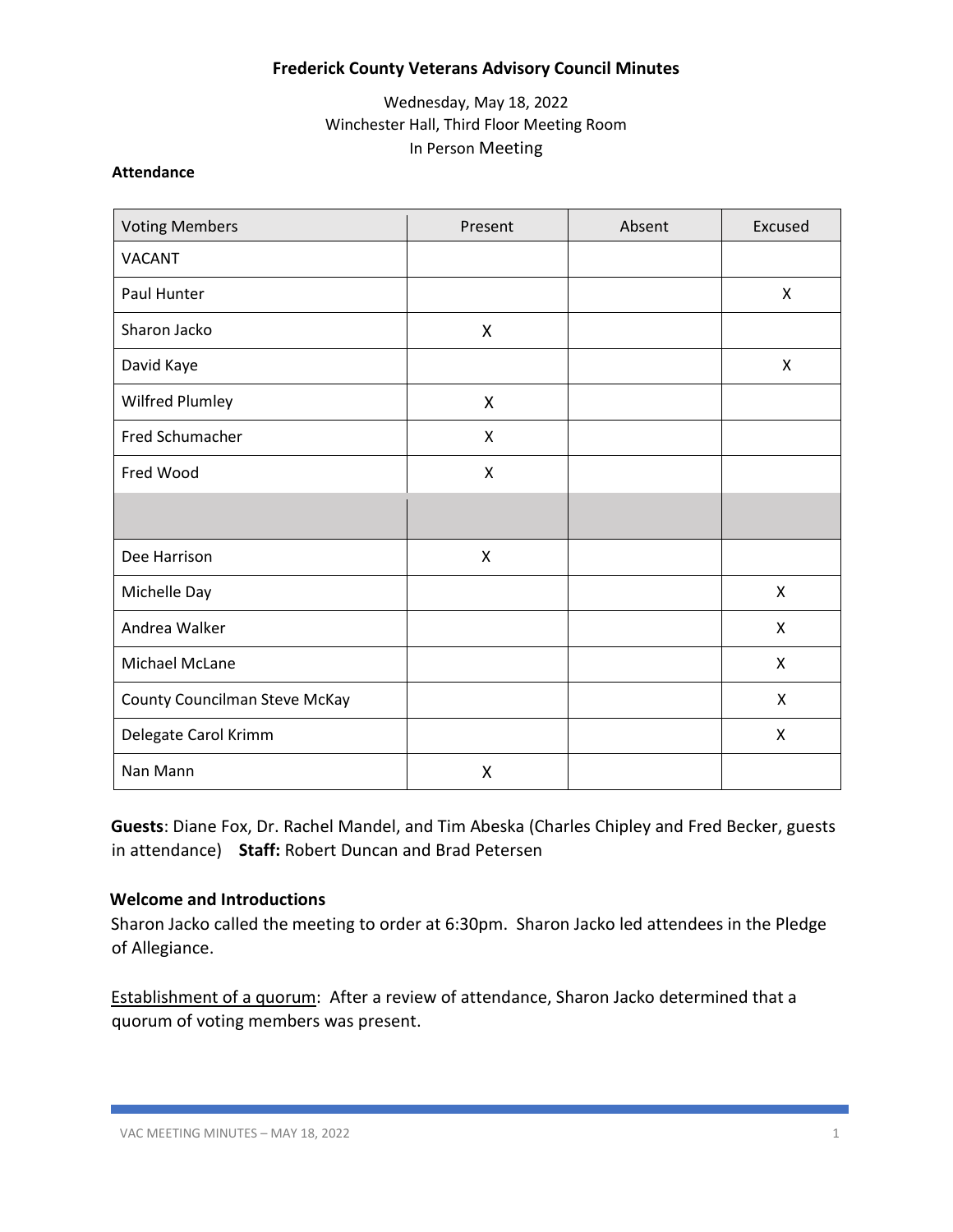**Frederick County Veterans Advisory Council Minutes**

Wednesday, May 18, 2022
Winchester Hall, Third Floor Meeting Room
In Person Meeting

**Attendance**

| Voting Members | Present | Absent | Excused |
|---|---|---|---|
| VACANT | | | |
| Paul Hunter | | | X |
| Sharon Jacko | X | | |
| David Kaye | | | X |
| Wilfred Plumley | X | | |
| Fred Schumacher | X | | |
| Fred Wood | X | | |
| | | | |
| Dee Harrison | X | | |
| Michelle Day | | | X |
| Andrea Walker | | | X |
| Michael McLane | | | X |
| County Councilman Steve McKay | | | X |
| Delegate Carol Krimm | | | X |
| Nan Mann | X | | |

**Guests**: Diane Fox, Dr. Rachel Mandel, and Tim Abeska (Charles Chipley and Fred Becker, guests in attendance) **Staff:** Robert Duncan and Brad Petersen

**Welcome and Introductions**

Sharon Jacko called the meeting to order at 6:30pm. Sharon Jacko led attendees in the Pledge of Allegiance.

Establishment of a quorum: After a review of attendance, Sharon Jacko determined that a quorum of voting members was present.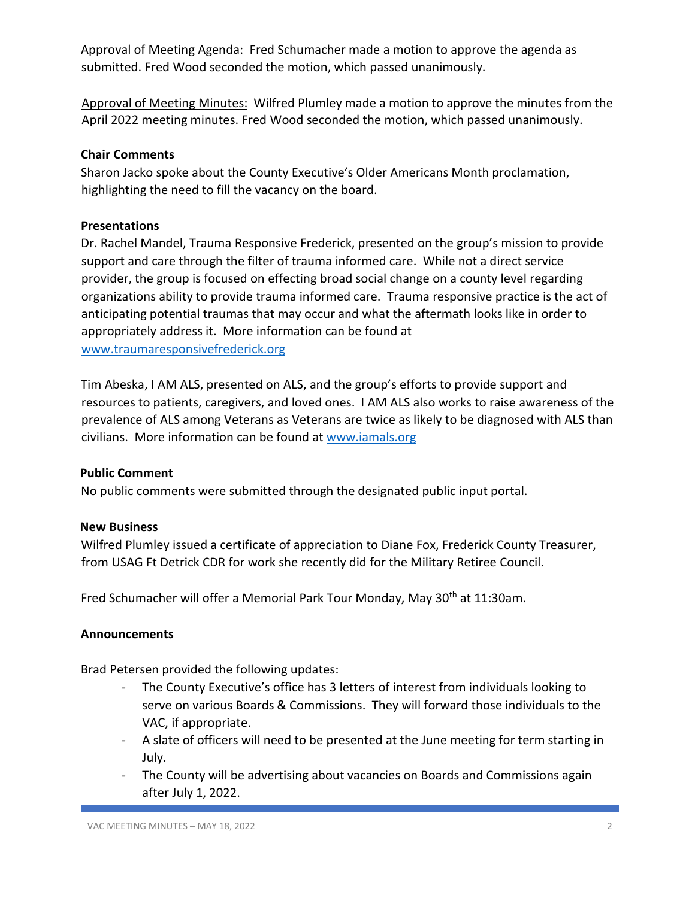Approval of Meeting Agenda: Fred Schumacher made a motion to approve the agenda as submitted. Fred Wood seconded the motion, which passed unanimously.

Approval of Meeting Minutes: Wilfred Plumley made a motion to approve the minutes from the April 2022 meeting minutes. Fred Wood seconded the motion, which passed unanimously.

**Chair Comments**

Sharon Jacko spoke about the County Executive's Older Americans Month proclamation, highlighting the need to fill the vacancy on the board.

**Presentations**

Dr. Rachel Mandel, Trauma Responsive Frederick, presented on the group's mission to provide support and care through the filter of trauma informed care. While not a direct service provider, the group is focused on effecting broad social change on a county level regarding organizations ability to provide trauma informed care. Trauma responsive practice is the act of anticipating potential traumas that may occur and what the aftermath looks like in order to appropriately address it. More information can be found at www.traumaresponsivefrederick.org

Tim Abeska, I AM ALS, presented on ALS, and the group's efforts to provide support and resources to patients, caregivers, and loved ones. I AM ALS also works to raise awareness of the prevalence of ALS among Veterans as Veterans are twice as likely to be diagnosed with ALS than civilians. More information can be found at www.iamals.org

**Public Comment**

No public comments were submitted through the designated public input portal.

**New Business**

Wilfred Plumley issued a certificate of appreciation to Diane Fox, Frederick County Treasurer, from USAG Ft Detrick CDR for work she recently did for the Military Retiree Council.

Fred Schumacher will offer a Memorial Park Tour Monday, May 30th at 11:30am.

**Announcements**

Brad Petersen provided the following updates:

- The County Executive's office has 3 letters of interest from individuals looking to serve on various Boards & Commissions. They will forward those individuals to the VAC, if appropriate.
- A slate of officers will need to be presented at the June meeting for term starting in July.
- The County will be advertising about vacancies on Boards and Commissions again after July 1, 2022.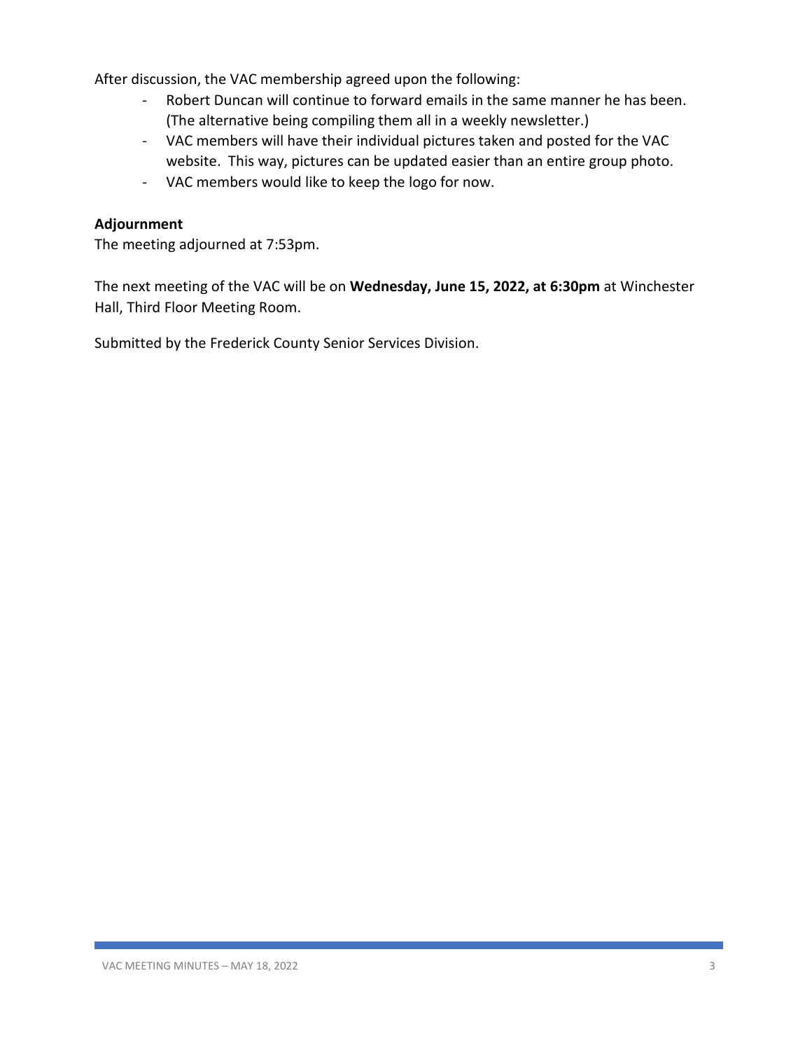After discussion, the VAC membership agreed upon the following:

- Robert Duncan will continue to forward emails in the same manner he has been. (The alternative being compiling them all in a weekly newsletter.)
- VAC members will have their individual pictures taken and posted for the VAC website. This way, pictures can be updated easier than an entire group photo.
- VAC members would like to keep the logo for now.

**Adjournment**

The meeting adjourned at 7:53pm.

The next meeting of the VAC will be on **Wednesday, June 15, 2022, at 6:30pm** at Winchester Hall, Third Floor Meeting Room.

Submitted by the Frederick County Senior Services Division.